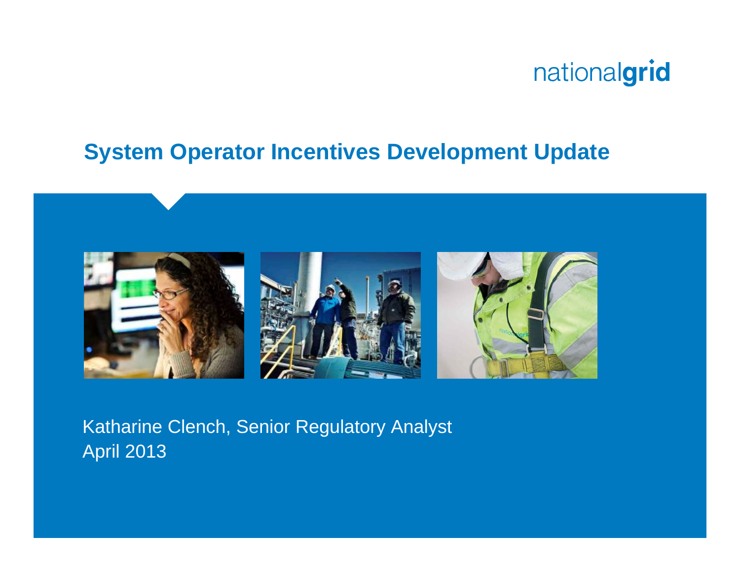nationalgrid

# System Operator Incentives Development Update

Katharine Clench, Senior Regulatory Analyst

April 2013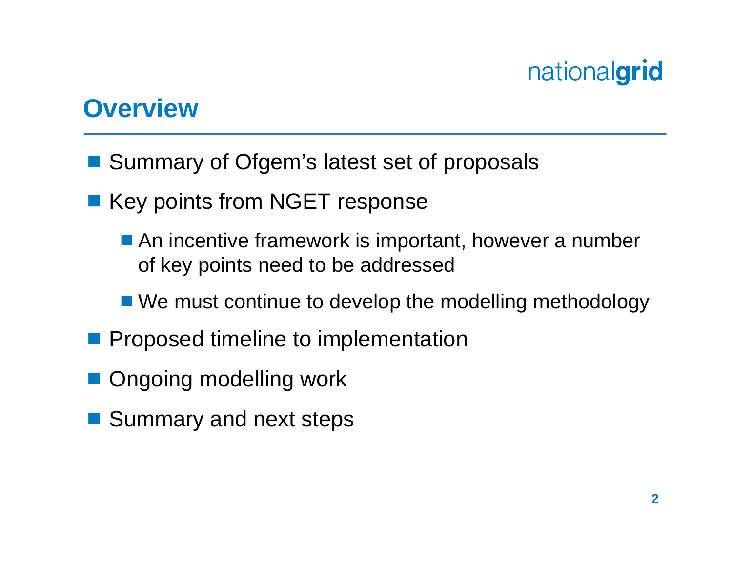## Overview

- Summary of Ofgem's latest set of proposals
- Key points from NGET response
  - An incentive framework is important, however a number of key points need to be addressed
  - We must continue to develop the modelling methodology
- Proposed timeline to implementation
- Ongoing modelling work
- Summary and next steps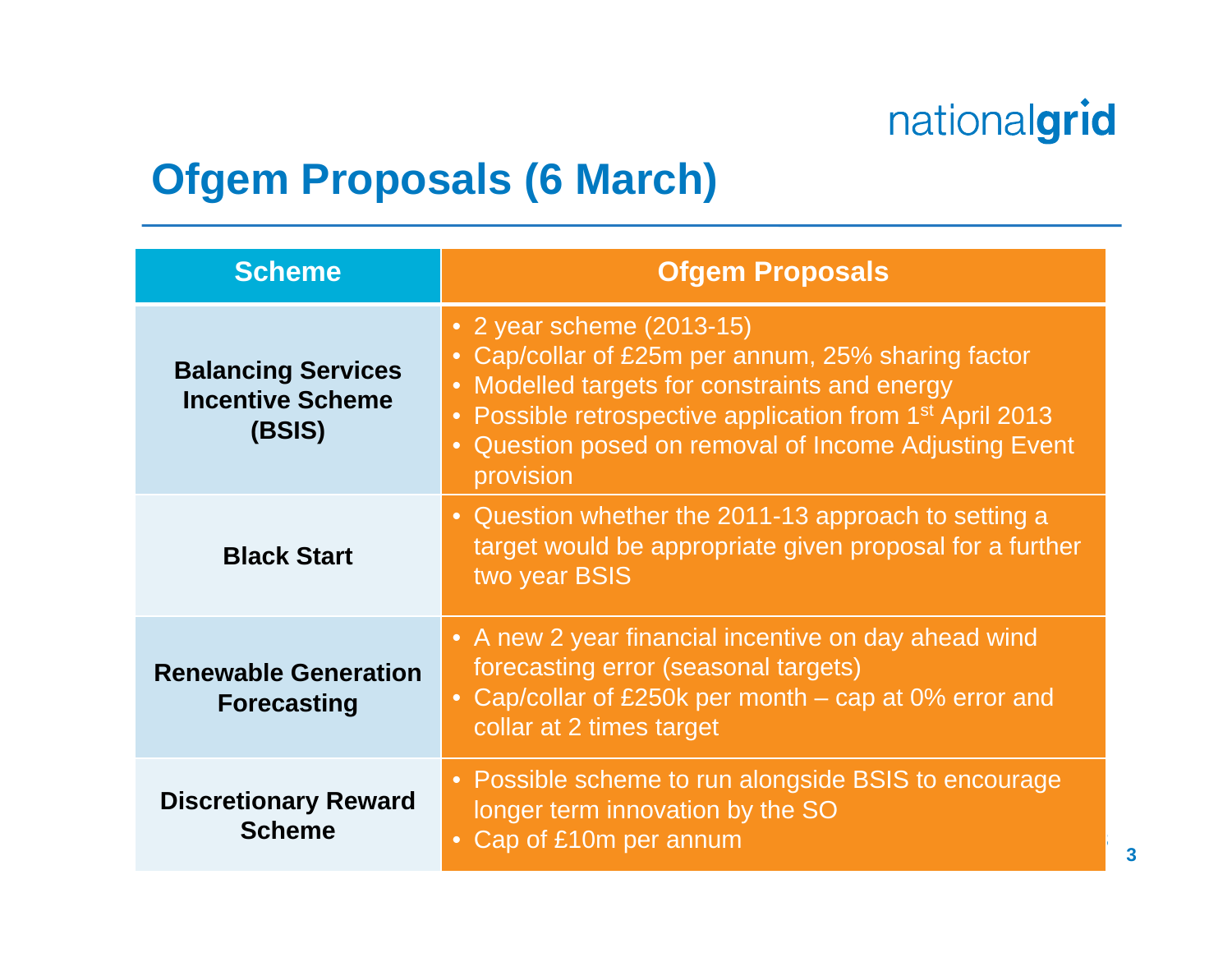# Ofgem Proposals (6 March)

| Scheme | Ofgem Proposals |
|---|---|
| **Balancing Services Incentive Scheme (BSIS)** | • 2 year scheme (2013-15)<br>• Cap/collar of £25m per annum, 25% sharing factor<br>• Modelled targets for constraints and energy<br>• Possible retrospective application from 1st April 2013<br>• Question posed on removal of Income Adjusting Event provision |
| **Black Start** | • Question whether the 2011-13 approach to setting a target would be appropriate given proposal for a further two year BSIS |
| **Renewable Generation Forecasting** | • A new 2 year financial incentive on day ahead wind forecasting error (seasonal targets)<br>• Cap/collar of £250k per month – cap at 0% error and collar at 2 times target |
| **Discretionary Reward Scheme** | • Possible scheme to run alongside BSIS to encourage longer term innovation by the SO<br>• Cap of £10m per annum |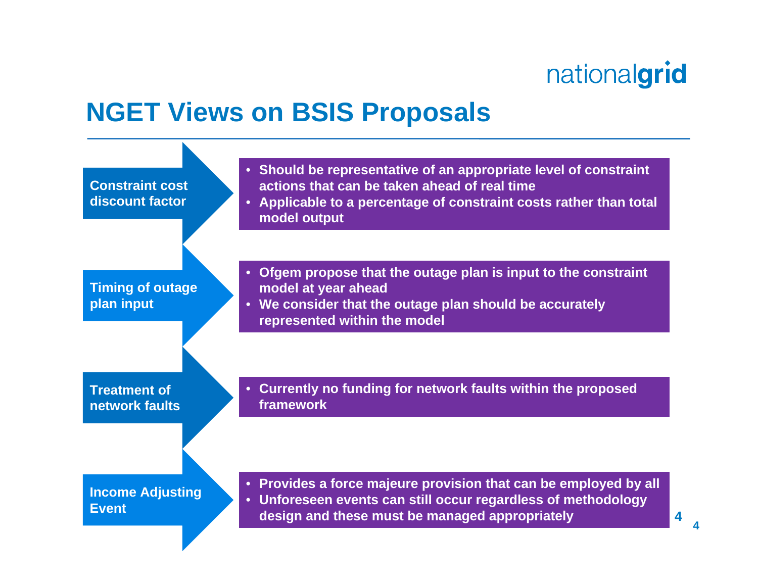# NGET Views on BSIS Proposals

## Constraint cost discount factor

- Should be representative of an appropriate level of constraint actions that can be taken ahead of real time
- Applicable to a percentage of constraint costs rather than total model output

## Timing of outage plan input

- Ofgem propose that the outage plan is input to the constraint model at year ahead
- We consider that the outage plan should be accurately represented within the model

## Treatment of network faults

- Currently no funding for network faults within the proposed framework

## Income Adjusting Event

- Provides a force majeure provision that can be employed by all
- Unforeseen events can still occur regardless of methodology design and these must be managed appropriately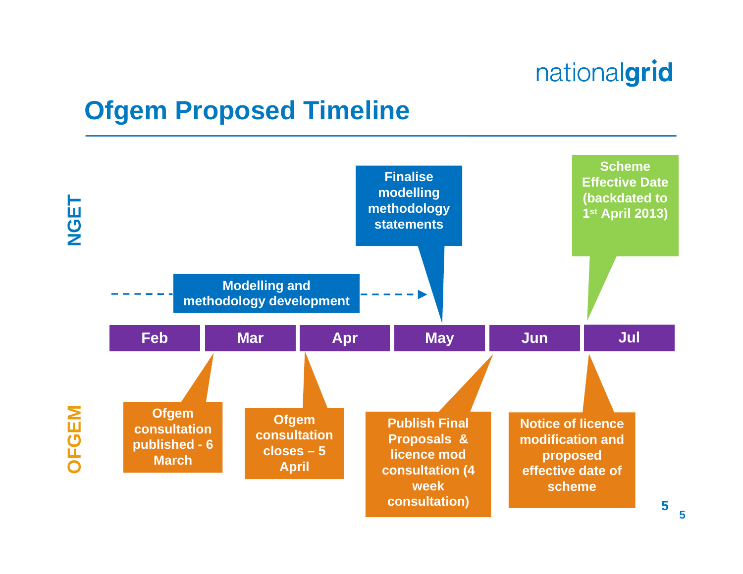# Ofgem Proposed Timeline

**NGET**

- Modelling and methodology development (Feb – May)
- Finalise modelling methodology statements (May)
- Scheme Effective Date (backdated to 1st April 2013) (Jul)

| Feb | Mar | Apr | May | Jun | Jul |
|---|---|---|---|---|---|

**OFGEM**

- Ofgem consultation published - 6 March
- Ofgem consultation closes – 5 April
- Publish Final Proposals & licence mod consultation (4 week consultation)
- Notice of licence modification and proposed effective date of scheme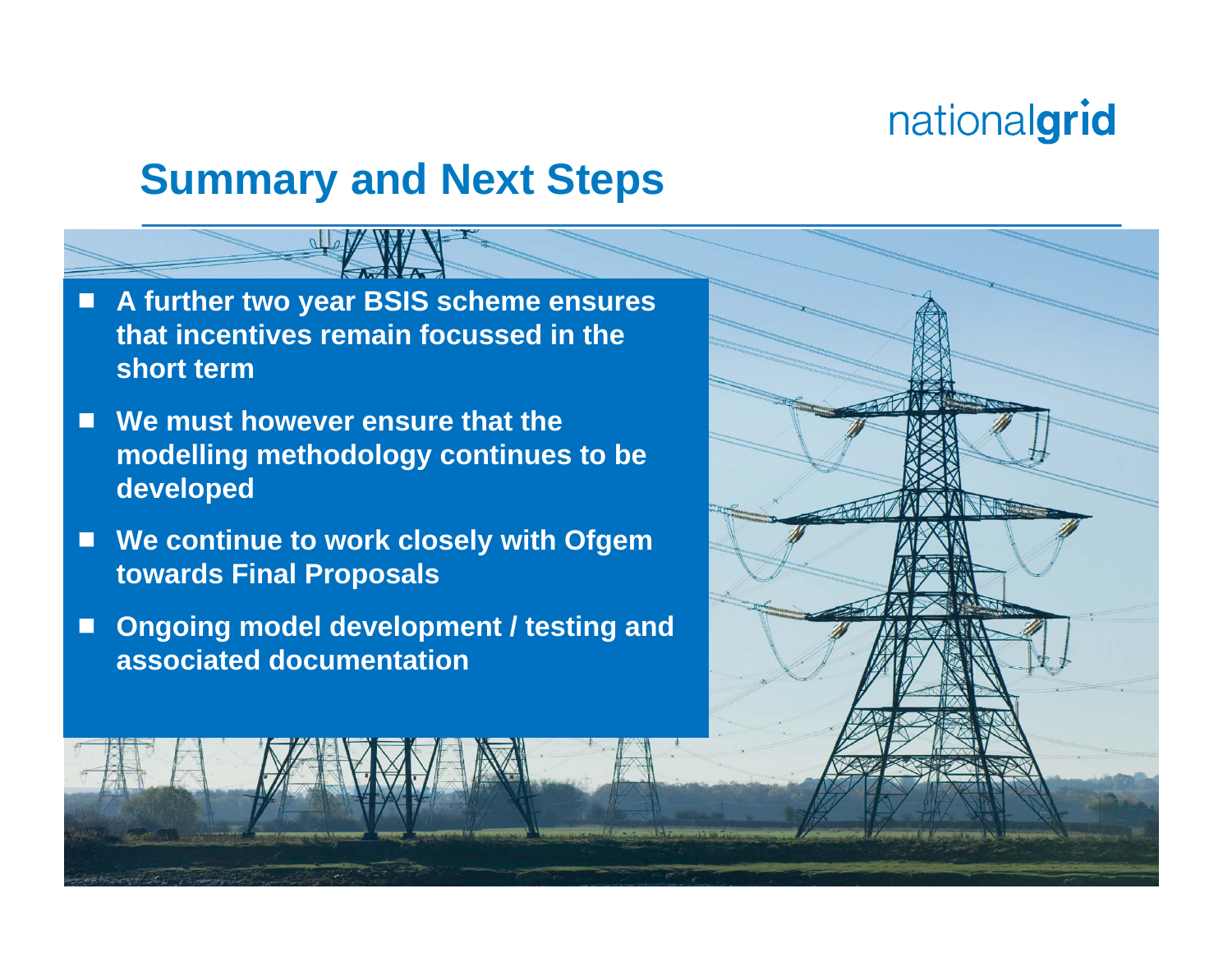## Summary and Next Steps

- **A further two year BSIS scheme ensures that incentives remain focussed in the short term**
- **We must however ensure that the modelling methodology continues to be developed**
- **We continue to work closely with Ofgem towards Final Proposals**
- **Ongoing model development / testing and associated documentation**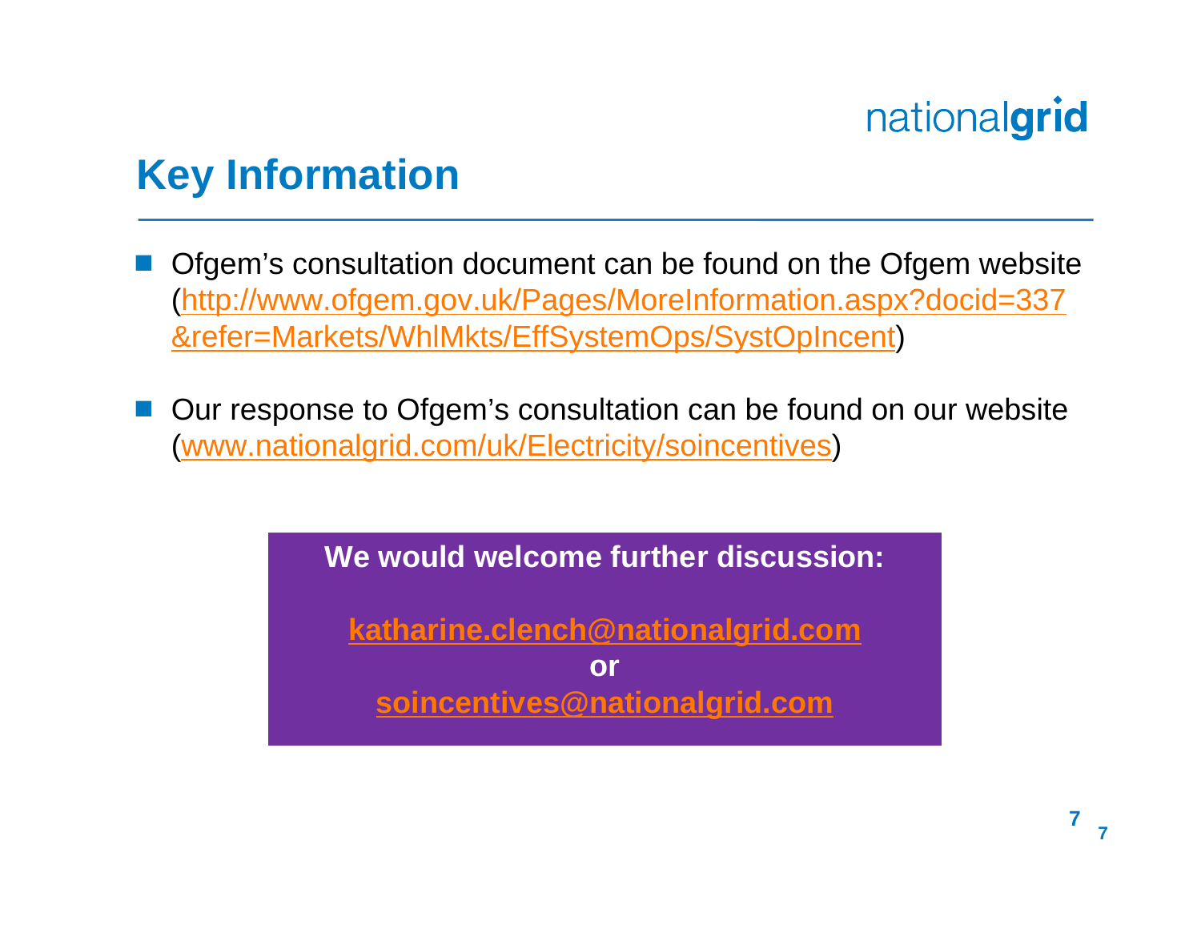# Key Information

- Ofgem's consultation document can be found on the Ofgem website (http://www.ofgem.gov.uk/Pages/MoreInformation.aspx?docid=337&refer=Markets/WhlMkts/EffSystemOps/SystOpIncent)
- Our response to Ofgem's consultation can be found on our website (www.nationalgrid.com/uk/Electricity/soincentives)

**We would welcome further discussion:**

**katharine.clench@nationalgrid.com**

**or**

**soincentives@nationalgrid.com**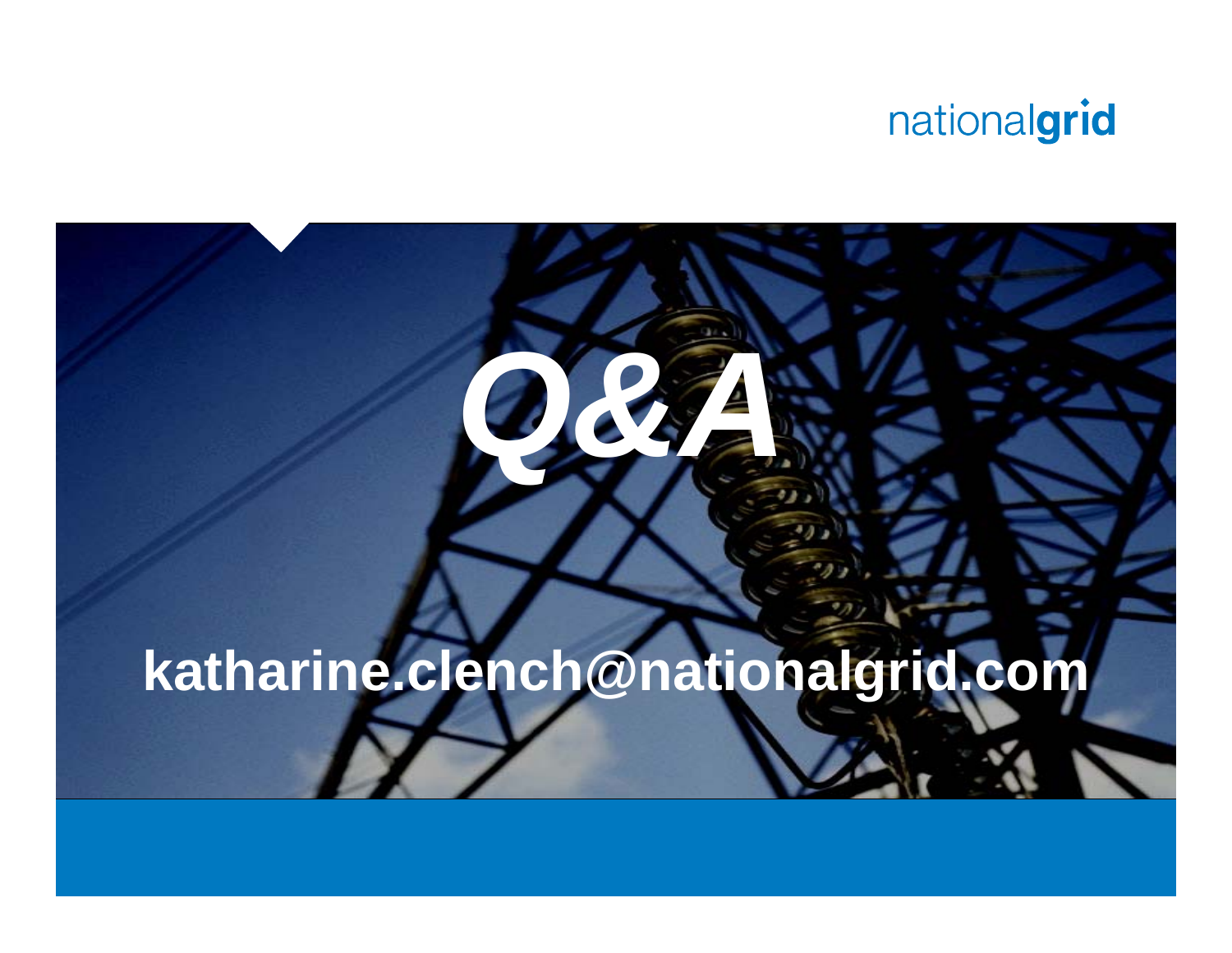nationalgrid

# Q&A

**katharine.clench@nationalgrid.com**